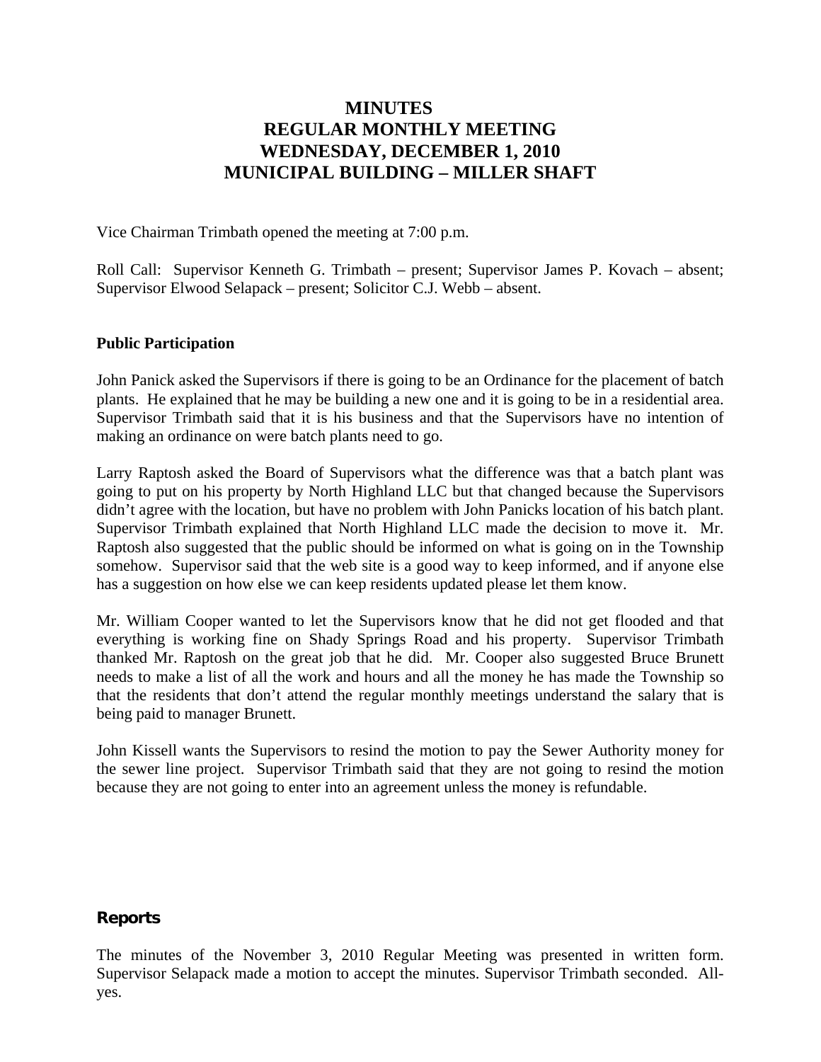# MINUTES
# REGULAR MONTHLY MEETING
# WEDNESDAY, DECEMBER 1, 2010
# MUNICIPAL BUILDING – MILLER SHAFT

Vice Chairman Trimbath opened the meeting at 7:00 p.m.

Roll Call: Supervisor Kenneth G. Trimbath – present; Supervisor James P. Kovach – absent; Supervisor Elwood Selapack – present; Solicitor C.J. Webb – absent.

**Public Participation**

John Panick asked the Supervisors if there is going to be an Ordinance for the placement of batch plants. He explained that he may be building a new one and it is going to be in a residential area. Supervisor Trimbath said that it is his business and that the Supervisors have no intention of making an ordinance on were batch plants need to go.

Larry Raptosh asked the Board of Supervisors what the difference was that a batch plant was going to put on his property by North Highland LLC but that changed because the Supervisors didn't agree with the location, but have no problem with John Panicks location of his batch plant. Supervisor Trimbath explained that North Highland LLC made the decision to move it. Mr. Raptosh also suggested that the public should be informed on what is going on in the Township somehow. Supervisor said that the web site is a good way to keep informed, and if anyone else has a suggestion on how else we can keep residents updated please let them know.

Mr. William Cooper wanted to let the Supervisors know that he did not get flooded and that everything is working fine on Shady Springs Road and his property. Supervisor Trimbath thanked Mr. Raptosh on the great job that he did. Mr. Cooper also suggested Bruce Brunett needs to make a list of all the work and hours and all the money he has made the Township so that the residents that don't attend the regular monthly meetings understand the salary that is being paid to manager Brunett.

John Kissell wants the Supervisors to resind the motion to pay the Sewer Authority money for the sewer line project. Supervisor Trimbath said that they are not going to resind the motion because they are not going to enter into an agreement unless the money is refundable.

**Reports**

The minutes of the November 3, 2010 Regular Meeting was presented in written form. Supervisor Selapack made a motion to accept the minutes. Supervisor Trimbath seconded. All-yes.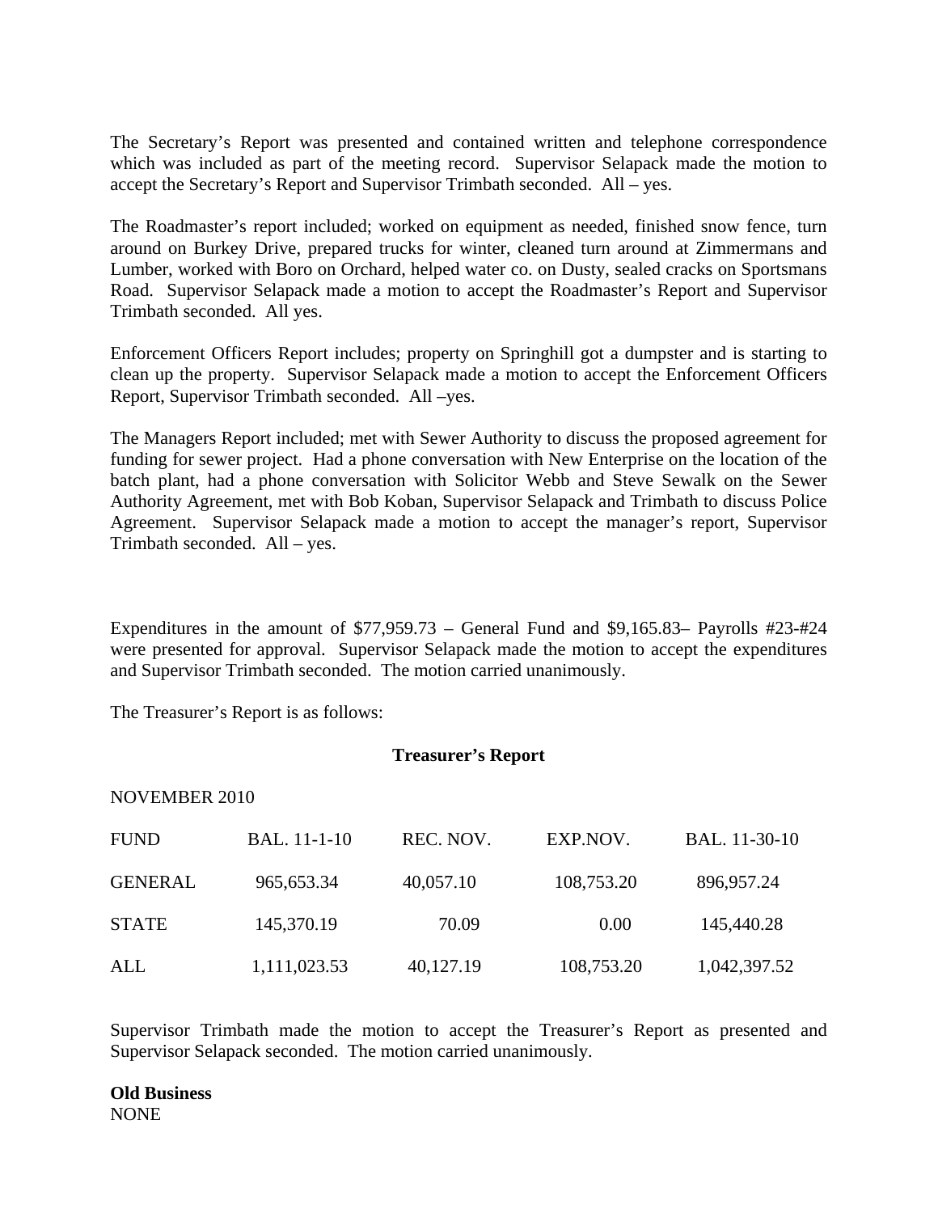The Secretary's Report was presented and contained written and telephone correspondence which was included as part of the meeting record. Supervisor Selapack made the motion to accept the Secretary's Report and Supervisor Trimbath seconded. All – yes.

The Roadmaster's report included; worked on equipment as needed, finished snow fence, turn around on Burkey Drive, prepared trucks for winter, cleaned turn around at Zimmermans and Lumber, worked with Boro on Orchard, helped water co. on Dusty, sealed cracks on Sportsmans Road. Supervisor Selapack made a motion to accept the Roadmaster's Report and Supervisor Trimbath seconded. All yes.

Enforcement Officers Report includes; property on Springhill got a dumpster and is starting to clean up the property. Supervisor Selapack made a motion to accept the Enforcement Officers Report, Supervisor Trimbath seconded. All –yes.

The Managers Report included; met with Sewer Authority to discuss the proposed agreement for funding for sewer project. Had a phone conversation with New Enterprise on the location of the batch plant, had a phone conversation with Solicitor Webb and Steve Sewalk on the Sewer Authority Agreement, met with Bob Koban, Supervisor Selapack and Trimbath to discuss Police Agreement. Supervisor Selapack made a motion to accept the manager's report, Supervisor Trimbath seconded. All – yes.

Expenditures in the amount of $77,959.73 – General Fund and $9,165.83– Payrolls #23-#24 were presented for approval. Supervisor Selapack made the motion to accept the expenditures and Supervisor Trimbath seconded. The motion carried unanimously.

The Treasurer's Report is as follows:

**Treasurer's Report**

NOVEMBER 2010

| FUND | BAL. 11-1-10 | REC. NOV. | EXP.NOV. | BAL. 11-30-10 |
|---|---|---|---|---|
| GENERAL | 965,653.34 | 40,057.10 | 108,753.20 | 896,957.24 |
| STATE | 145,370.19 | 70.09 | 0.00 | 145,440.28 |
| ALL | 1,111,023.53 | 40,127.19 | 108,753.20 | 1,042,397.52 |

Supervisor Trimbath made the motion to accept the Treasurer's Report as presented and Supervisor Selapack seconded. The motion carried unanimously.

**Old Business**
NONE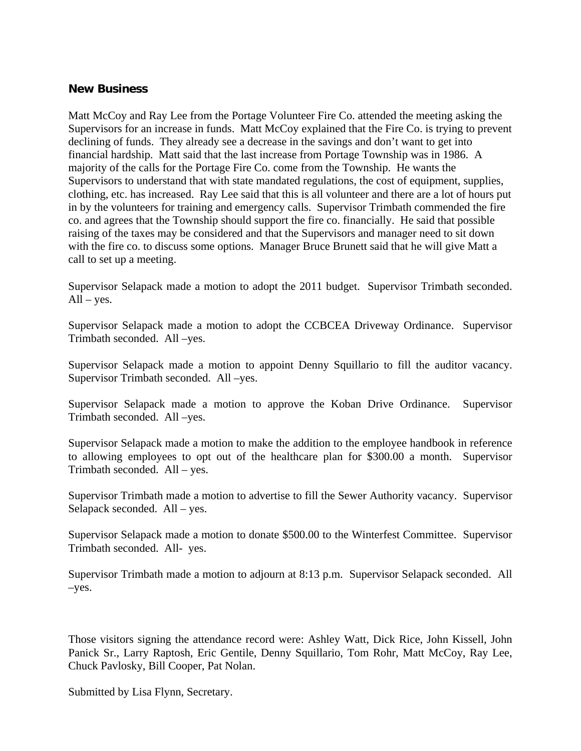## New Business

Matt McCoy and Ray Lee from the Portage Volunteer Fire Co. attended the meeting asking the Supervisors for an increase in funds. Matt McCoy explained that the Fire Co. is trying to prevent declining of funds. They already see a decrease in the savings and don't want to get into financial hardship. Matt said that the last increase from Portage Township was in 1986. A majority of the calls for the Portage Fire Co. come from the Township. He wants the Supervisors to understand that with state mandated regulations, the cost of equipment, supplies, clothing, etc. has increased. Ray Lee said that this is all volunteer and there are a lot of hours put in by the volunteers for training and emergency calls. Supervisor Trimbath commended the fire co. and agrees that the Township should support the fire co. financially. He said that possible raising of the taxes may be considered and that the Supervisors and manager need to sit down with the fire co. to discuss some options. Manager Bruce Brunett said that he will give Matt a call to set up a meeting.

Supervisor Selapack made a motion to adopt the 2011 budget. Supervisor Trimbath seconded. All – yes.

Supervisor Selapack made a motion to adopt the CCBCEA Driveway Ordinance. Supervisor Trimbath seconded. All –yes.

Supervisor Selapack made a motion to appoint Denny Squillario to fill the auditor vacancy. Supervisor Trimbath seconded. All –yes.

Supervisor Selapack made a motion to approve the Koban Drive Ordinance. Supervisor Trimbath seconded. All –yes.

Supervisor Selapack made a motion to make the addition to the employee handbook in reference to allowing employees to opt out of the healthcare plan for $300.00 a month. Supervisor Trimbath seconded. All – yes.

Supervisor Trimbath made a motion to advertise to fill the Sewer Authority vacancy. Supervisor Selapack seconded. All – yes.

Supervisor Selapack made a motion to donate $500.00 to the Winterfest Committee. Supervisor Trimbath seconded. All- yes.

Supervisor Trimbath made a motion to adjourn at 8:13 p.m. Supervisor Selapack seconded. All –yes.

Those visitors signing the attendance record were: Ashley Watt, Dick Rice, John Kissell, John Panick Sr., Larry Raptosh, Eric Gentile, Denny Squillario, Tom Rohr, Matt McCoy, Ray Lee, Chuck Pavlosky, Bill Cooper, Pat Nolan.

Submitted by Lisa Flynn, Secretary.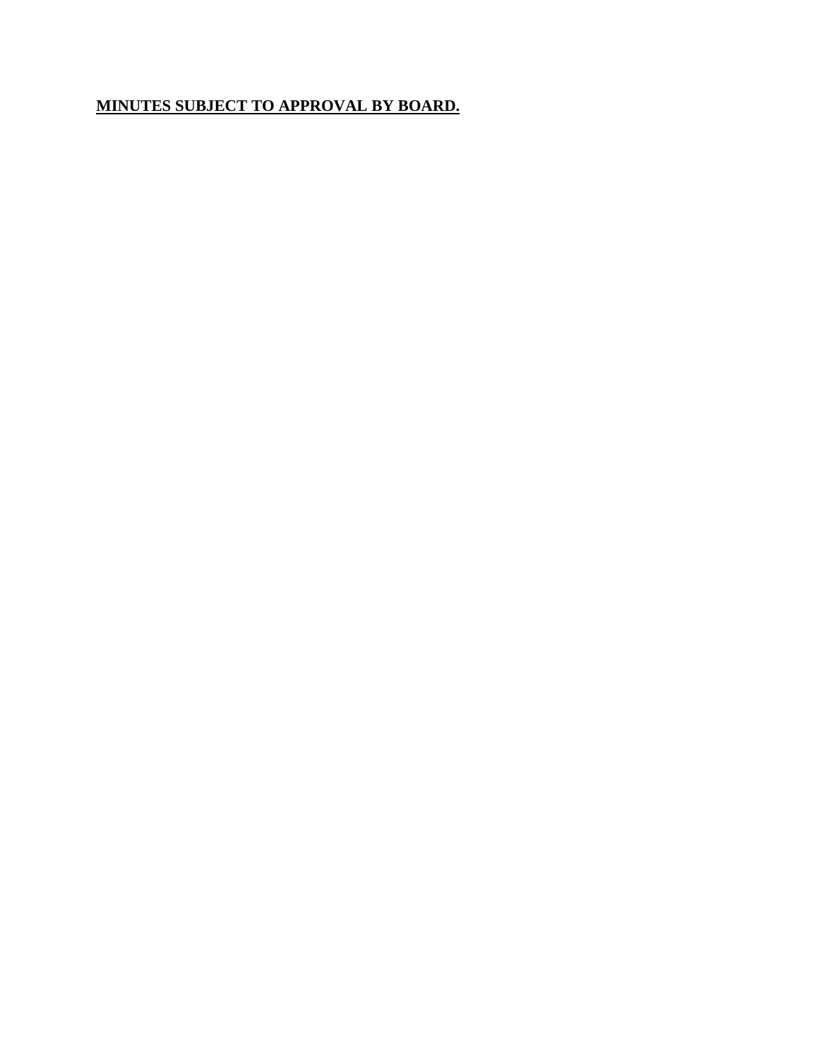**<u>MINUTES SUBJECT TO APPROVAL BY BOARD.</u>**